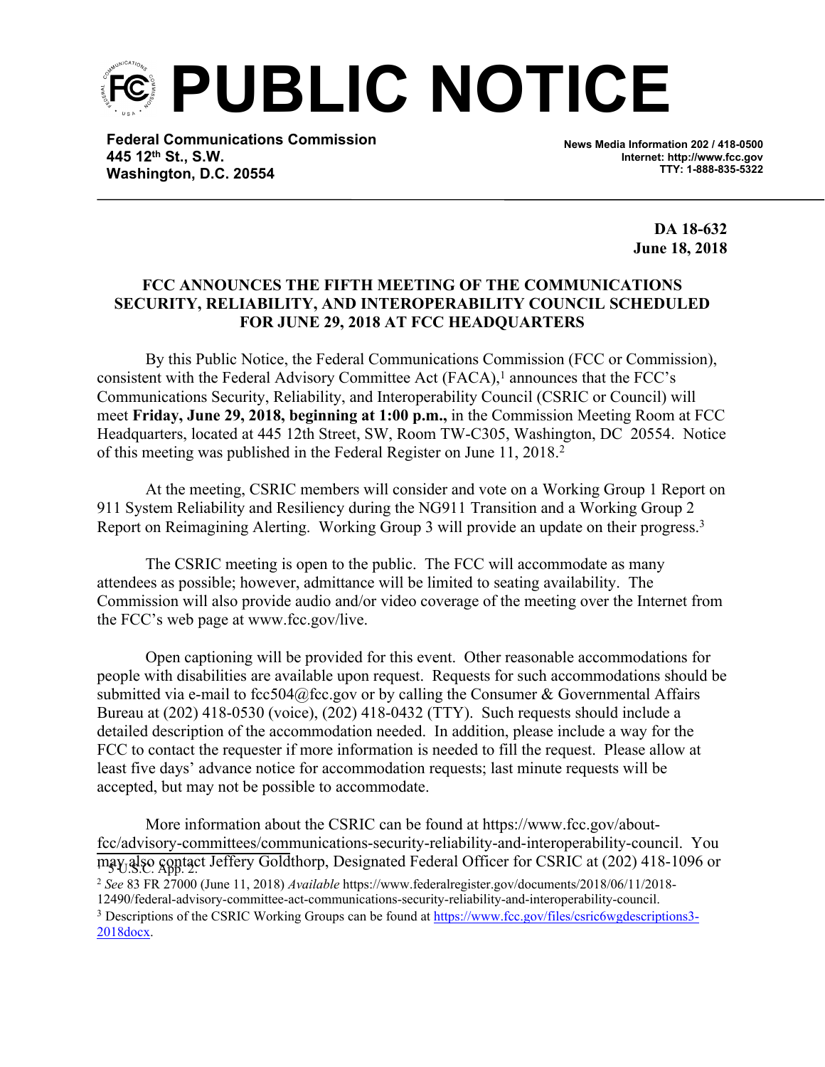# PUBLIC NOTICE

**Federal Communications Commission**
**445 12th St., S.W.**
**Washington, D.C. 20554**

**News Media Information 202 / 418-0500**
**Internet: http://www.fcc.gov**
**TTY: 1-888-835-5322**

**DA 18-632**
**June 18, 2018**

**FCC ANNOUNCES THE FIFTH MEETING OF THE COMMUNICATIONS SECURITY, RELIABILITY, AND INTEROPERABILITY COUNCIL SCHEDULED FOR JUNE 29, 2018 AT FCC HEADQUARTERS**

By this Public Notice, the Federal Communications Commission (FCC or Commission), consistent with the Federal Advisory Committee Act (FACA),[1] announces that the FCC's Communications Security, Reliability, and Interoperability Council (CSRIC or Council) will meet **Friday, June 29, 2018, beginning at 1:00 p.m.,** in the Commission Meeting Room at FCC Headquarters, located at 445 12th Street, SW, Room TW-C305, Washington, DC 20554. Notice of this meeting was published in the Federal Register on June 11, 2018.[2]

At the meeting, CSRIC members will consider and vote on a Working Group 1 Report on 911 System Reliability and Resiliency during the NG911 Transition and a Working Group 2 Report on Reimagining Alerting. Working Group 3 will provide an update on their progress.[3]

The CSRIC meeting is open to the public. The FCC will accommodate as many attendees as possible; however, admittance will be limited to seating availability. The Commission will also provide audio and/or video coverage of the meeting over the Internet from the FCC's web page at www.fcc.gov/live.

Open captioning will be provided for this event. Other reasonable accommodations for people with disabilities are available upon request. Requests for such accommodations should be submitted via e-mail to fcc504@fcc.gov or by calling the Consumer & Governmental Affairs Bureau at (202) 418-0530 (voice), (202) 418-0432 (TTY). Such requests should include a detailed description of the accommodation needed. In addition, please include a way for the FCC to contact the requester if more information is needed to fill the request. Please allow at least five days' advance notice for accommodation requests; last minute requests will be accepted, but may not be possible to accommodate.

More information about the CSRIC can be found at https://www.fcc.gov/about-fcc/advisory-committees/communications-security-reliability-and-interoperability-council. You may also contact Jeffery Goldthorp, Designated Federal Officer for CSRIC at (202) 418-1096 or

---

[1] 5 U.S.C. App. 2.

[2] *See* 83 FR 27000 (June 11, 2018) *Available* https://www.federalregister.gov/documents/2018/06/11/2018-12490/federal-advisory-committee-act-communications-security-reliability-and-interoperability-council.

[3] Descriptions of the CSRIC Working Groups can be found at https://www.fcc.gov/files/csric6wgdescriptions3-2018docx.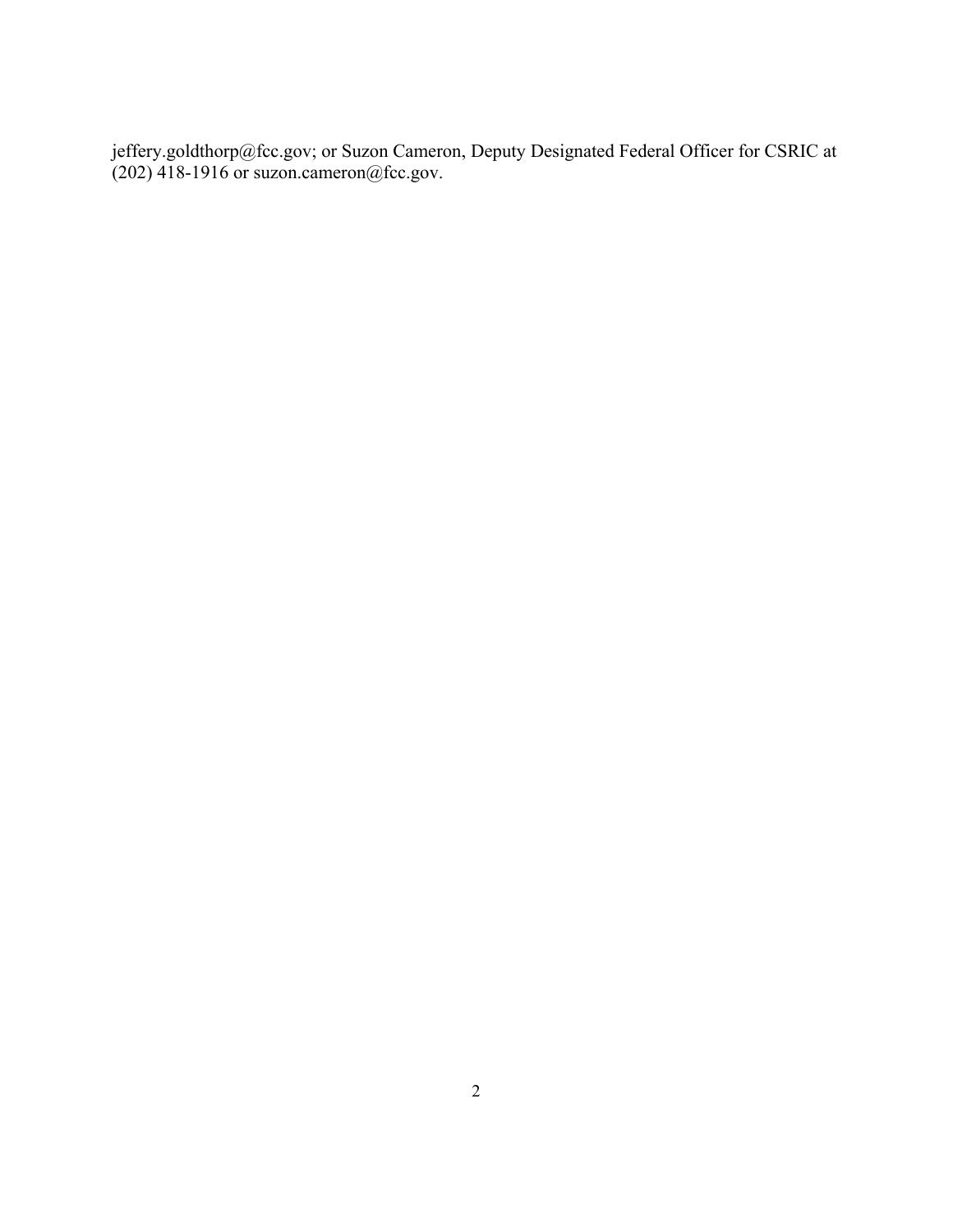jeffery.goldthorp@fcc.gov; or Suzon Cameron, Deputy Designated Federal Officer for CSRIC at (202) 418-1916 or suzon.cameron@fcc.gov.